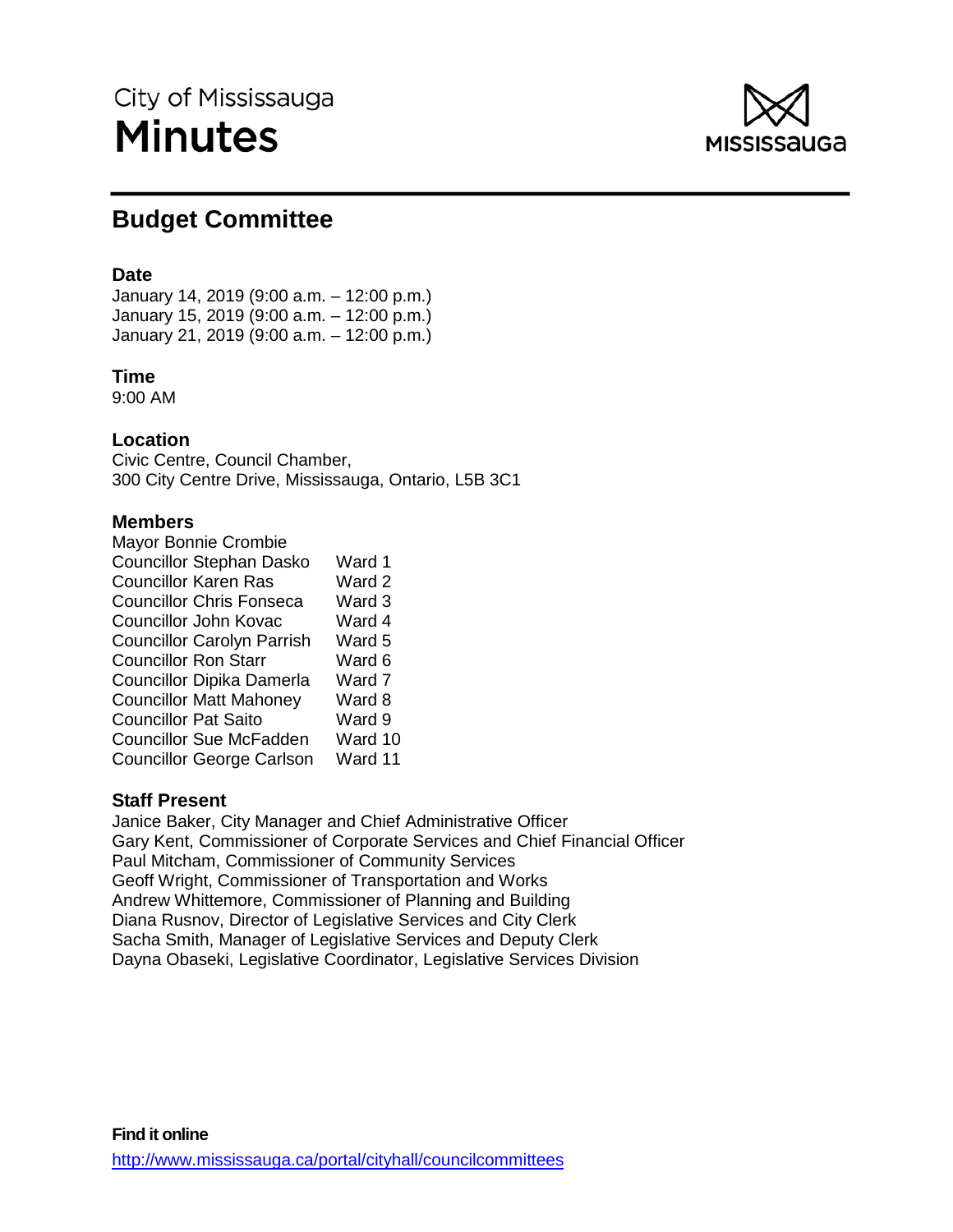City of Mississauga

# Minutes

## Budget Committee

### Date

January 14, 2019 (9:00 a.m. – 12:00 p.m.)
January 15, 2019 (9:00 a.m. – 12:00 p.m.)
January 21, 2019 (9:00 a.m. – 12:00 p.m.)

### Time

9:00 AM

### Location

Civic Centre, Council Chamber,
300 City Centre Drive, Mississauga, Ontario, L5B 3C1

### Members

| | |
|---|---|
| Mayor Bonnie Crombie | |
| Councillor Stephan Dasko | Ward 1 |
| Councillor Karen Ras | Ward 2 |
| Councillor Chris Fonseca | Ward 3 |
| Councillor John Kovac | Ward 4 |
| Councillor Carolyn Parrish | Ward 5 |
| Councillor Ron Starr | Ward 6 |
| Councillor Dipika Damerla | Ward 7 |
| Councillor Matt Mahoney | Ward 8 |
| Councillor Pat Saito | Ward 9 |
| Councillor Sue McFadden | Ward 10 |
| Councillor George Carlson | Ward 11 |

### Staff Present

Janice Baker, City Manager and Chief Administrative Officer
Gary Kent, Commissioner of Corporate Services and Chief Financial Officer
Paul Mitcham, Commissioner of Community Services
Geoff Wright, Commissioner of Transportation and Works
Andrew Whittemore, Commissioner of Planning and Building
Diana Rusnov, Director of Legislative Services and City Clerk
Sacha Smith, Manager of Legislative Services and Deputy Clerk
Dayna Obaseki, Legislative Coordinator, Legislative Services Division

**Find it online**
http://www.mississauga.ca/portal/cityhall/councilcommittees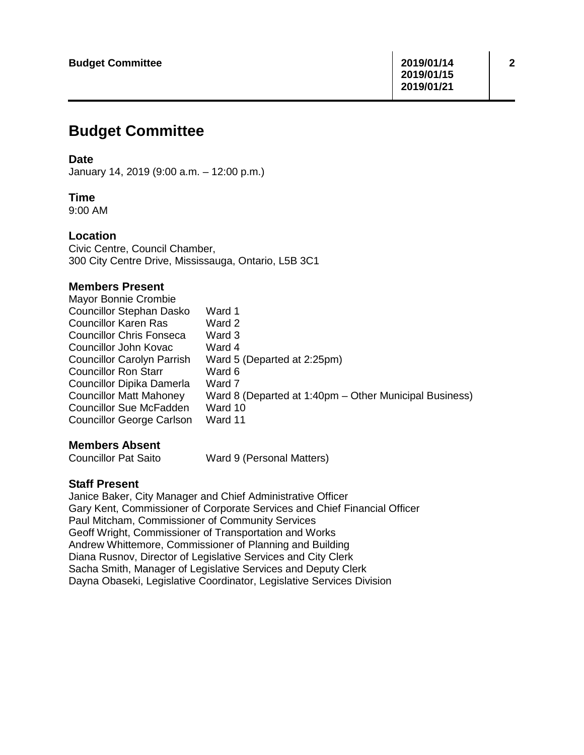# Budget Committee

## Date

January 14, 2019 (9:00 a.m. – 12:00 p.m.)

## Time

9:00 AM

## Location

Civic Centre, Council Chamber,
300 City Centre Drive, Mississauga, Ontario, L5B 3C1

## Members Present

| | |
|---|---|
| Mayor Bonnie Crombie | |
| Councillor Stephan Dasko | Ward 1 |
| Councillor Karen Ras | Ward 2 |
| Councillor Chris Fonseca | Ward 3 |
| Councillor John Kovac | Ward 4 |
| Councillor Carolyn Parrish | Ward 5 (Departed at 2:25pm) |
| Councillor Ron Starr | Ward 6 |
| Councillor Dipika Damerla | Ward 7 |
| Councillor Matt Mahoney | Ward 8 (Departed at 1:40pm – Other Municipal Business) |
| Councillor Sue McFadden | Ward 10 |
| Councillor George Carlson | Ward 11 |

## Members Absent

| | |
|---|---|
| Councillor Pat Saito | Ward 9 (Personal Matters) |

## Staff Present

Janice Baker, City Manager and Chief Administrative Officer
Gary Kent, Commissioner of Corporate Services and Chief Financial Officer
Paul Mitcham, Commissioner of Community Services
Geoff Wright, Commissioner of Transportation and Works
Andrew Whittemore, Commissioner of Planning and Building
Diana Rusnov, Director of Legislative Services and City Clerk
Sacha Smith, Manager of Legislative Services and Deputy Clerk
Dayna Obaseki, Legislative Coordinator, Legislative Services Division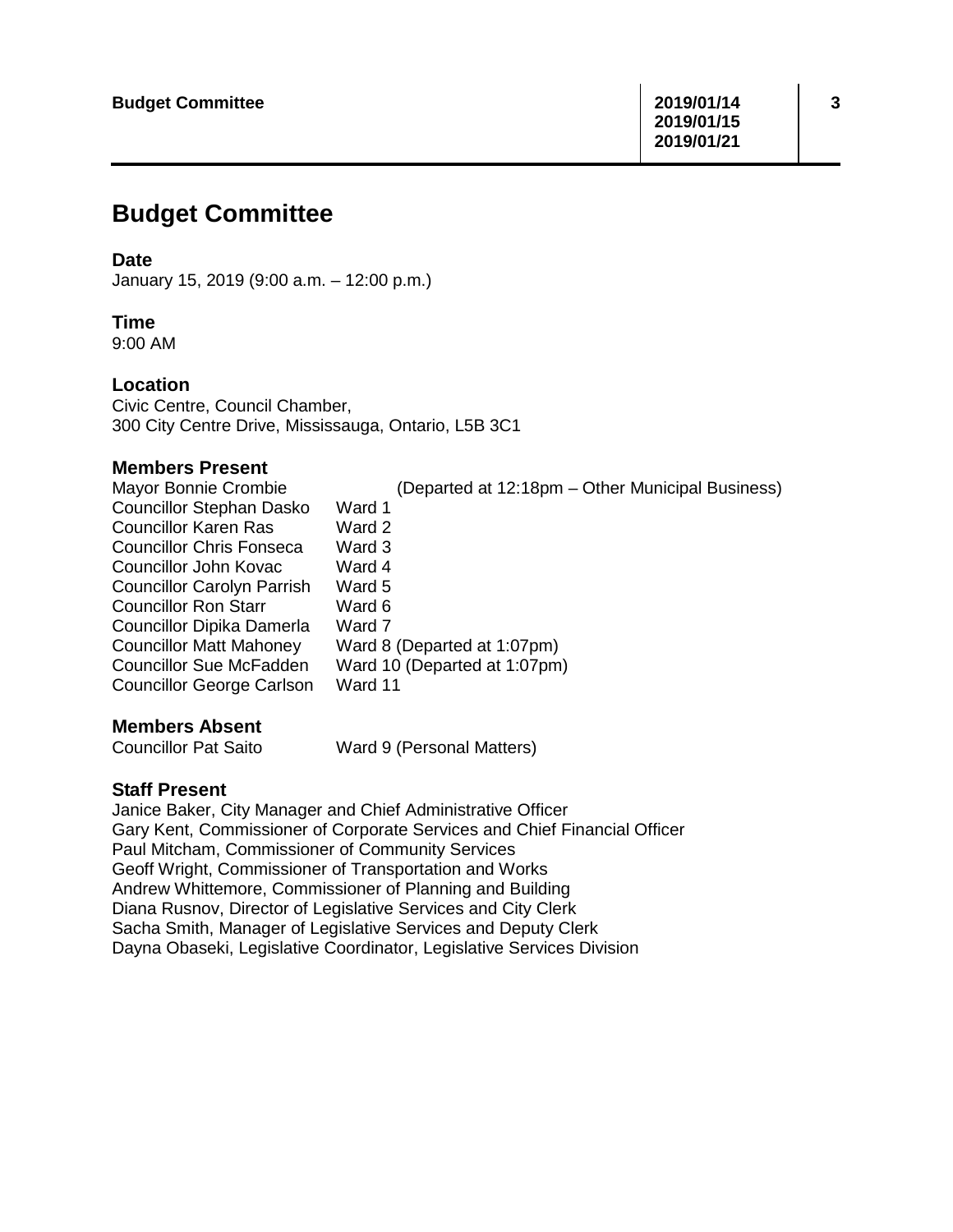# Budget Committee

### Date

January 15, 2019 (9:00 a.m. – 12:00 p.m.)

### Time

9:00 AM

### Location

Civic Centre, Council Chamber,
300 City Centre Drive, Mississauga, Ontario, L5B 3C1

### Members Present

| | |
|---|---|
| Mayor Bonnie Crombie | (Departed at 12:18pm – Other Municipal Business) |
| Councillor Stephan Dasko | Ward 1 |
| Councillor Karen Ras | Ward 2 |
| Councillor Chris Fonseca | Ward 3 |
| Councillor John Kovac | Ward 4 |
| Councillor Carolyn Parrish | Ward 5 |
| Councillor Ron Starr | Ward 6 |
| Councillor Dipika Damerla | Ward 7 |
| Councillor Matt Mahoney | Ward 8 (Departed at 1:07pm) |
| Councillor Sue McFadden | Ward 10 (Departed at 1:07pm) |
| Councillor George Carlson | Ward 11 |

### Members Absent

| | |
|---|---|
| Councillor Pat Saito | Ward 9 (Personal Matters) |

### Staff Present

Janice Baker, City Manager and Chief Administrative Officer
Gary Kent, Commissioner of Corporate Services and Chief Financial Officer
Paul Mitcham, Commissioner of Community Services
Geoff Wright, Commissioner of Transportation and Works
Andrew Whittemore, Commissioner of Planning and Building
Diana Rusnov, Director of Legislative Services and City Clerk
Sacha Smith, Manager of Legislative Services and Deputy Clerk
Dayna Obaseki, Legislative Coordinator, Legislative Services Division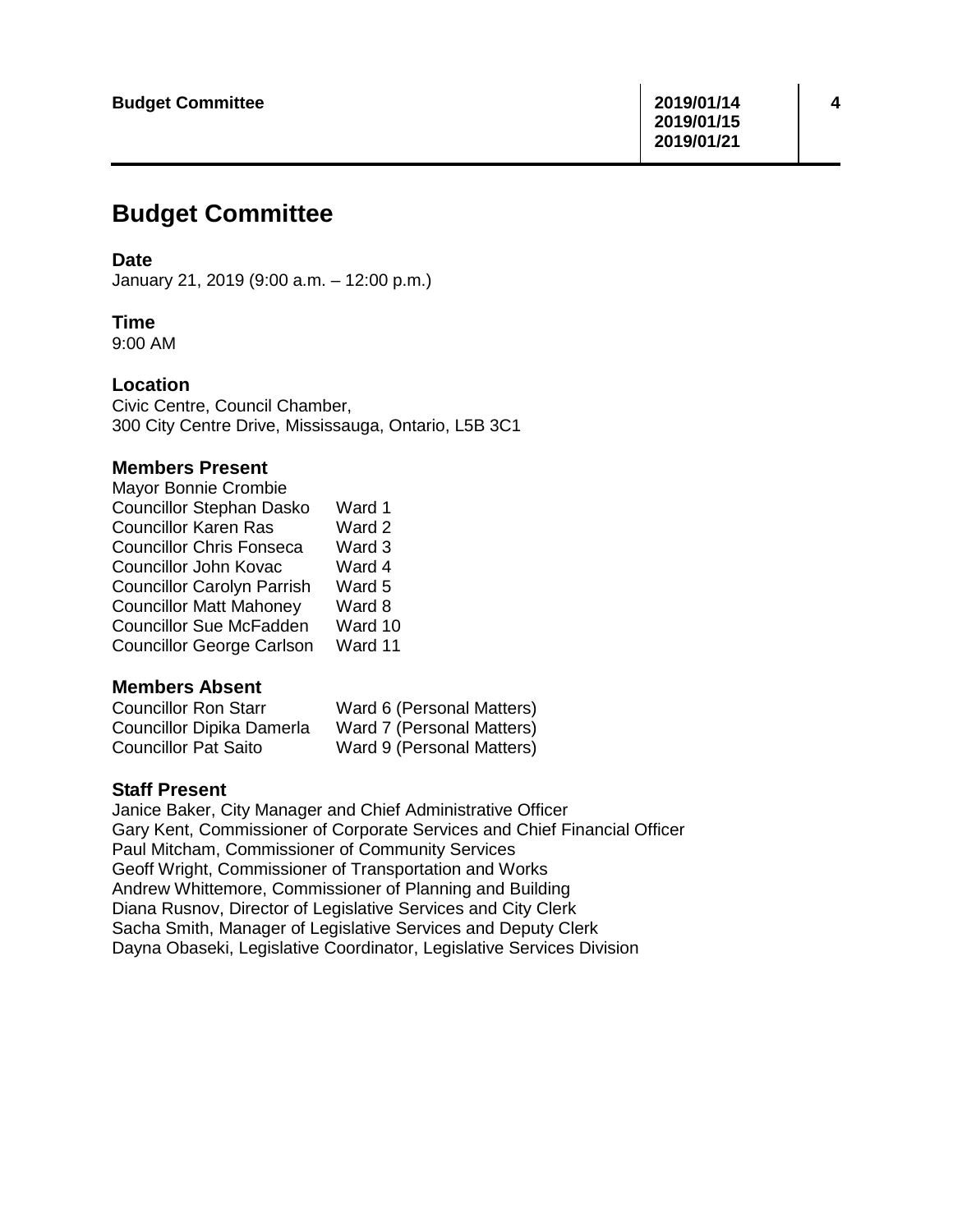# Budget Committee

### Date

January 21, 2019 (9:00 a.m. – 12:00 p.m.)

### Time

9:00 AM

### Location

Civic Centre, Council Chamber,
300 City Centre Drive, Mississauga, Ontario, L5B 3C1

### Members Present

| | |
|---|---|
| Mayor Bonnie Crombie | |
| Councillor Stephan Dasko | Ward 1 |
| Councillor Karen Ras | Ward 2 |
| Councillor Chris Fonseca | Ward 3 |
| Councillor John Kovac | Ward 4 |
| Councillor Carolyn Parrish | Ward 5 |
| Councillor Matt Mahoney | Ward 8 |
| Councillor Sue McFadden | Ward 10 |
| Councillor George Carlson | Ward 11 |

### Members Absent

| | |
|---|---|
| Councillor Ron Starr | Ward 6 (Personal Matters) |
| Councillor Dipika Damerla | Ward 7 (Personal Matters) |
| Councillor Pat Saito | Ward 9 (Personal Matters) |

### Staff Present

Janice Baker, City Manager and Chief Administrative Officer
Gary Kent, Commissioner of Corporate Services and Chief Financial Officer
Paul Mitcham, Commissioner of Community Services
Geoff Wright, Commissioner of Transportation and Works
Andrew Whittemore, Commissioner of Planning and Building
Diana Rusnov, Director of Legislative Services and City Clerk
Sacha Smith, Manager of Legislative Services and Deputy Clerk
Dayna Obaseki, Legislative Coordinator, Legislative Services Division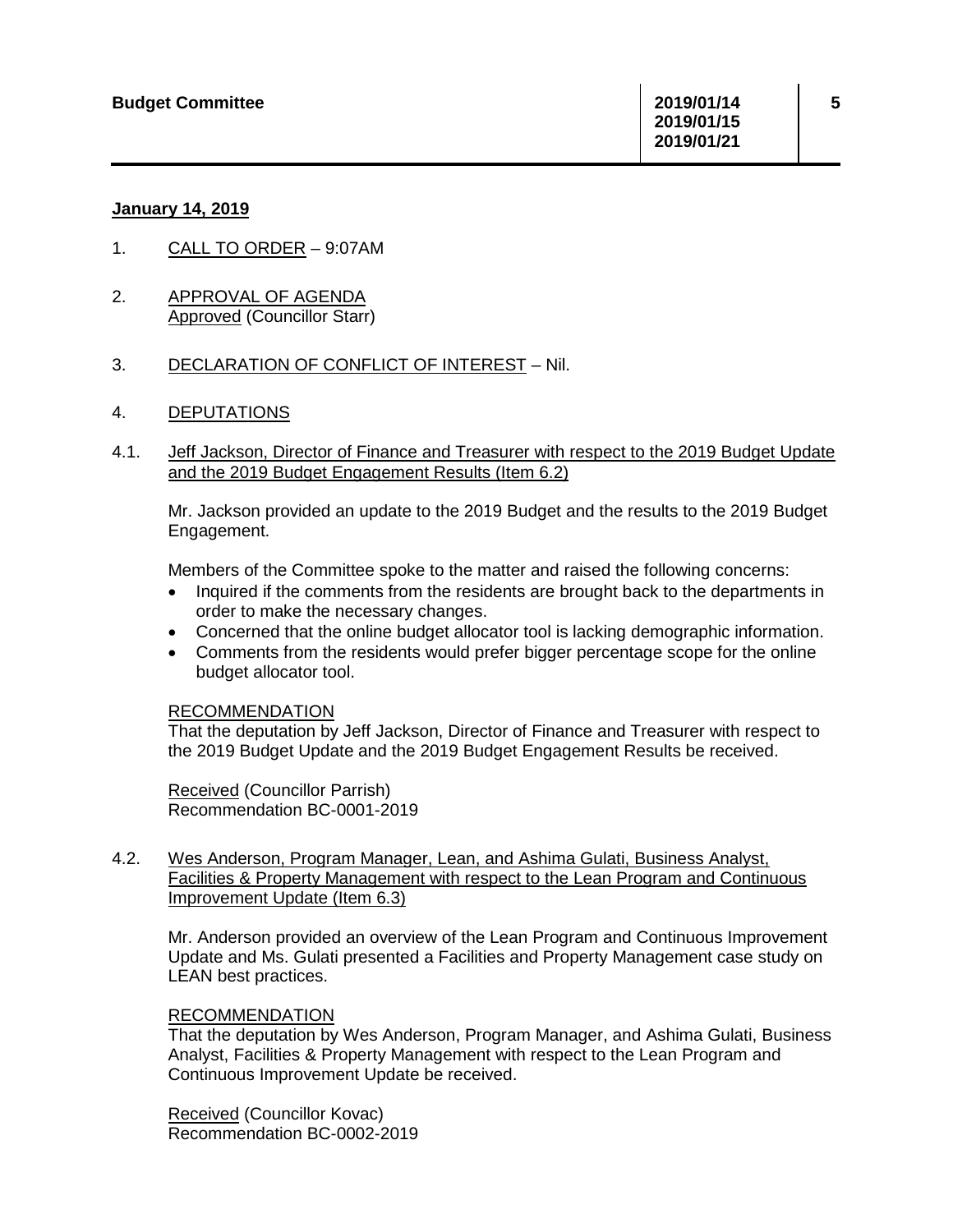**January 14, 2019**

1. CALL TO ORDER – 9:07AM

2. APPROVAL OF AGENDA
   Approved (Councillor Starr)

3. DECLARATION OF CONFLICT OF INTEREST – Nil.

4. DEPUTATIONS

4.1. Jeff Jackson, Director of Finance and Treasurer with respect to the 2019 Budget Update and the 2019 Budget Engagement Results (Item 6.2)

Mr. Jackson provided an update to the 2019 Budget and the results to the 2019 Budget Engagement.

Members of the Committee spoke to the matter and raised the following concerns:

- Inquired if the comments from the residents are brought back to the departments in order to make the necessary changes.
- Concerned that the online budget allocator tool is lacking demographic information.
- Comments from the residents would prefer bigger percentage scope for the online budget allocator tool.

RECOMMENDATION
That the deputation by Jeff Jackson, Director of Finance and Treasurer with respect to the 2019 Budget Update and the 2019 Budget Engagement Results be received.

Received (Councillor Parrish)
Recommendation BC-0001-2019

4.2. Wes Anderson, Program Manager, Lean, and Ashima Gulati, Business Analyst, Facilities & Property Management with respect to the Lean Program and Continuous Improvement Update (Item 6.3)

Mr. Anderson provided an overview of the Lean Program and Continuous Improvement Update and Ms. Gulati presented a Facilities and Property Management case study on LEAN best practices.

RECOMMENDATION
That the deputation by Wes Anderson, Program Manager, and Ashima Gulati, Business Analyst, Facilities & Property Management with respect to the Lean Program and Continuous Improvement Update be received.

Received (Councillor Kovac)
Recommendation BC-0002-2019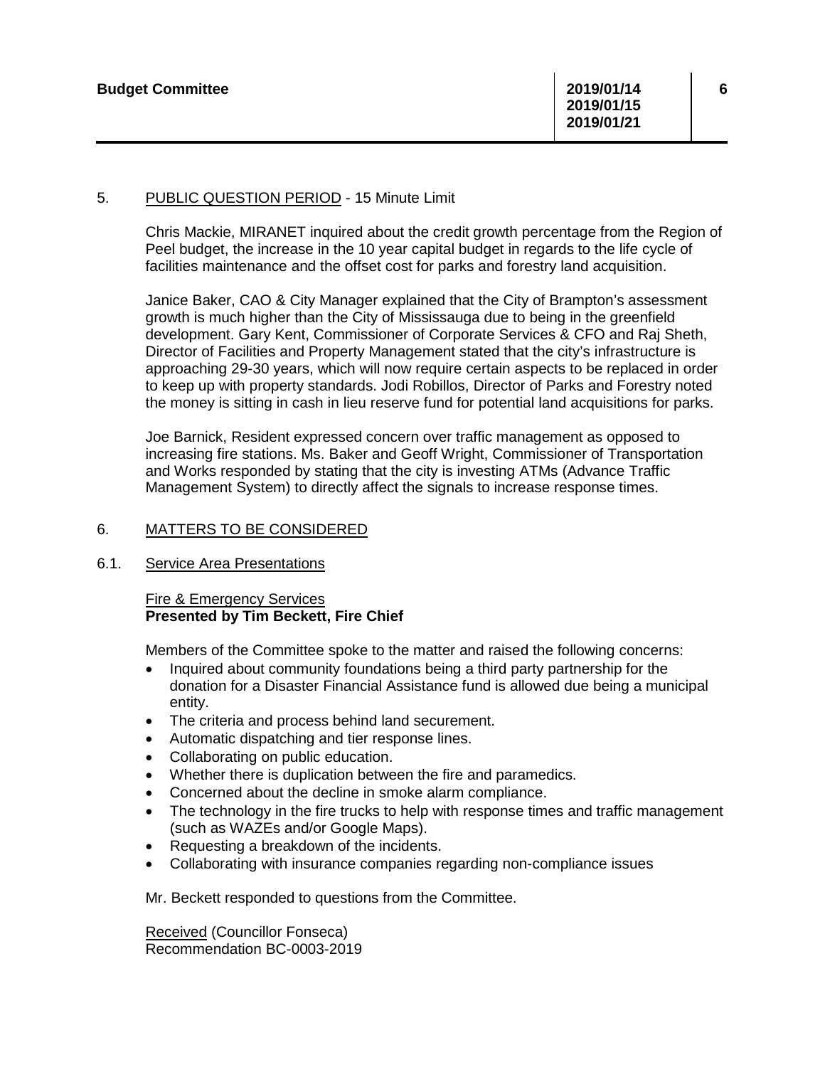## 5. PUBLIC QUESTION PERIOD - 15 Minute Limit

Chris Mackie, MIRANET inquired about the credit growth percentage from the Region of Peel budget, the increase in the 10 year capital budget in regards to the life cycle of facilities maintenance and the offset cost for parks and forestry land acquisition.

Janice Baker, CAO & City Manager explained that the City of Brampton's assessment growth is much higher than the City of Mississauga due to being in the greenfield development. Gary Kent, Commissioner of Corporate Services & CFO and Raj Sheth, Director of Facilities and Property Management stated that the city's infrastructure is approaching 29-30 years, which will now require certain aspects to be replaced in order to keep up with property standards. Jodi Robillos, Director of Parks and Forestry noted the money is sitting in cash in lieu reserve fund for potential land acquisitions for parks.

Joe Barnick, Resident expressed concern over traffic management as opposed to increasing fire stations. Ms. Baker and Geoff Wright, Commissioner of Transportation and Works responded by stating that the city is investing ATMs (Advance Traffic Management System) to directly affect the signals to increase response times.

## 6. MATTERS TO BE CONSIDERED

### 6.1. Service Area Presentations

Fire & Emergency Services
**Presented by Tim Beckett, Fire Chief**

Members of the Committee spoke to the matter and raised the following concerns:

- Inquired about community foundations being a third party partnership for the donation for a Disaster Financial Assistance fund is allowed due being a municipal entity.
- The criteria and process behind land securement.
- Automatic dispatching and tier response lines.
- Collaborating on public education.
- Whether there is duplication between the fire and paramedics.
- Concerned about the decline in smoke alarm compliance.
- The technology in the fire trucks to help with response times and traffic management (such as WAZEs and/or Google Maps).
- Requesting a breakdown of the incidents.
- Collaborating with insurance companies regarding non-compliance issues

Mr. Beckett responded to questions from the Committee.

Received (Councillor Fonseca)
Recommendation BC-0003-2019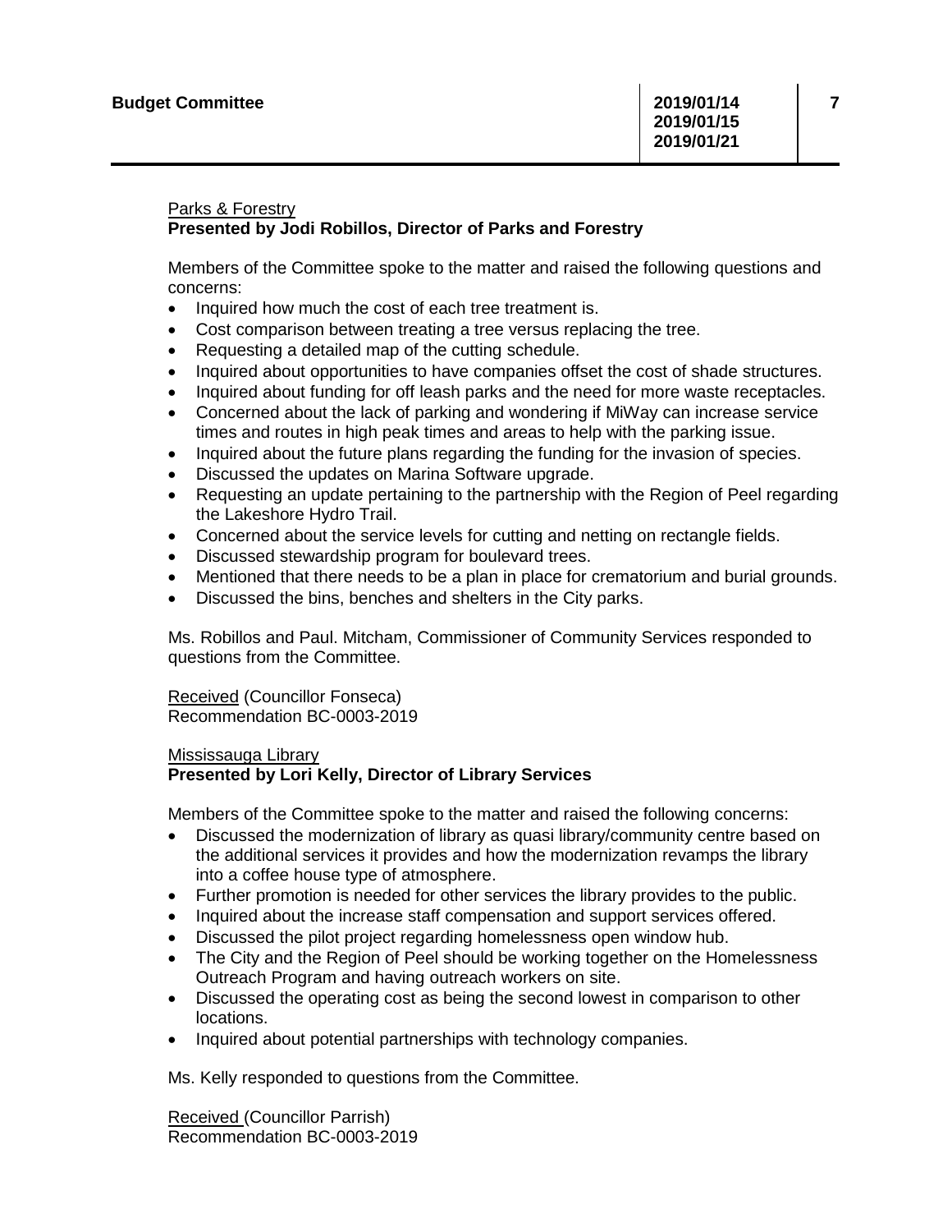Parks & Forestry
**Presented by Jodi Robillos, Director of Parks and Forestry**

Members of the Committee spoke to the matter and raised the following questions and concerns:

- Inquired how much the cost of each tree treatment is.
- Cost comparison between treating a tree versus replacing the tree.
- Requesting a detailed map of the cutting schedule.
- Inquired about opportunities to have companies offset the cost of shade structures.
- Inquired about funding for off leash parks and the need for more waste receptacles.
- Concerned about the lack of parking and wondering if MiWay can increase service times and routes in high peak times and areas to help with the parking issue.
- Inquired about the future plans regarding the funding for the invasion of species.
- Discussed the updates on Marina Software upgrade.
- Requesting an update pertaining to the partnership with the Region of Peel regarding the Lakeshore Hydro Trail.
- Concerned about the service levels for cutting and netting on rectangle fields.
- Discussed stewardship program for boulevard trees.
- Mentioned that there needs to be a plan in place for crematorium and burial grounds.
- Discussed the bins, benches and shelters in the City parks.

Ms. Robillos and Paul. Mitcham, Commissioner of Community Services responded to questions from the Committee.

Received (Councillor Fonseca)
Recommendation BC-0003-2019

Mississauga Library
**Presented by Lori Kelly, Director of Library Services**

Members of the Committee spoke to the matter and raised the following concerns:

- Discussed the modernization of library as quasi library/community centre based on the additional services it provides and how the modernization revamps the library into a coffee house type of atmosphere.
- Further promotion is needed for other services the library provides to the public.
- Inquired about the increase staff compensation and support services offered.
- Discussed the pilot project regarding homelessness open window hub.
- The City and the Region of Peel should be working together on the Homelessness Outreach Program and having outreach workers on site.
- Discussed the operating cost as being the second lowest in comparison to other locations.
- Inquired about potential partnerships with technology companies.

Ms. Kelly responded to questions from the Committee.

Received (Councillor Parrish)
Recommendation BC-0003-2019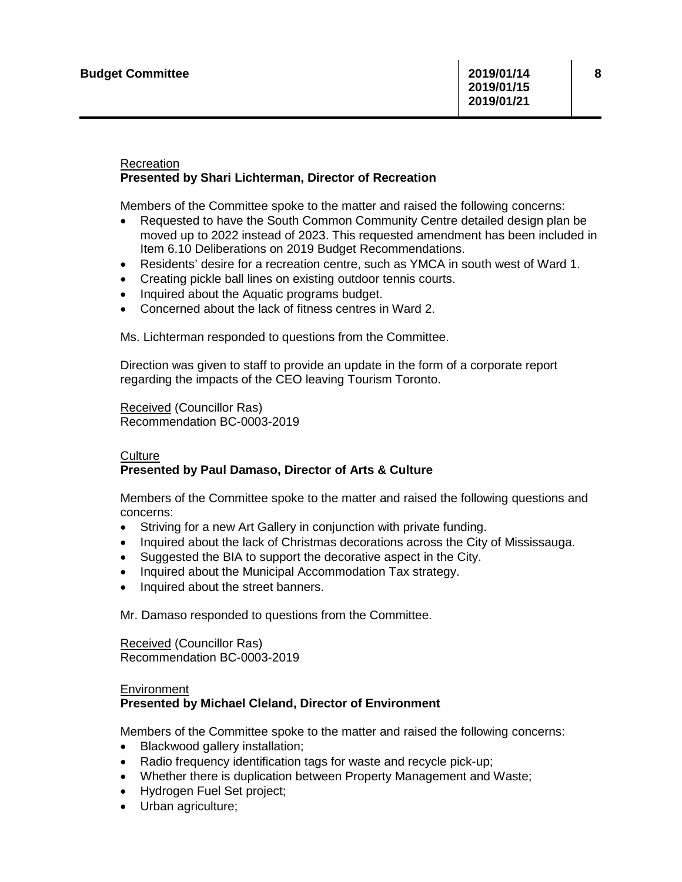Recreation

**Presented by Shari Lichterman, Director of Recreation**

Members of the Committee spoke to the matter and raised the following concerns:

- Requested to have the South Common Community Centre detailed design plan be moved up to 2022 instead of 2023. This requested amendment has been included in Item 6.10 Deliberations on 2019 Budget Recommendations.
- Residents' desire for a recreation centre, such as YMCA in south west of Ward 1.
- Creating pickle ball lines on existing outdoor tennis courts.
- Inquired about the Aquatic programs budget.
- Concerned about the lack of fitness centres in Ward 2.

Ms. Lichterman responded to questions from the Committee.

Direction was given to staff to provide an update in the form of a corporate report regarding the impacts of the CEO leaving Tourism Toronto.

Received (Councillor Ras)
Recommendation BC-0003-2019

Culture

**Presented by Paul Damaso, Director of Arts & Culture**

Members of the Committee spoke to the matter and raised the following questions and concerns:

- Striving for a new Art Gallery in conjunction with private funding.
- Inquired about the lack of Christmas decorations across the City of Mississauga.
- Suggested the BIA to support the decorative aspect in the City.
- Inquired about the Municipal Accommodation Tax strategy.
- Inquired about the street banners.

Mr. Damaso responded to questions from the Committee.

Received (Councillor Ras)
Recommendation BC-0003-2019

Environment

**Presented by Michael Cleland, Director of Environment**

Members of the Committee spoke to the matter and raised the following concerns:

- Blackwood gallery installation;
- Radio frequency identification tags for waste and recycle pick-up;
- Whether there is duplication between Property Management and Waste;
- Hydrogen Fuel Set project;
- Urban agriculture;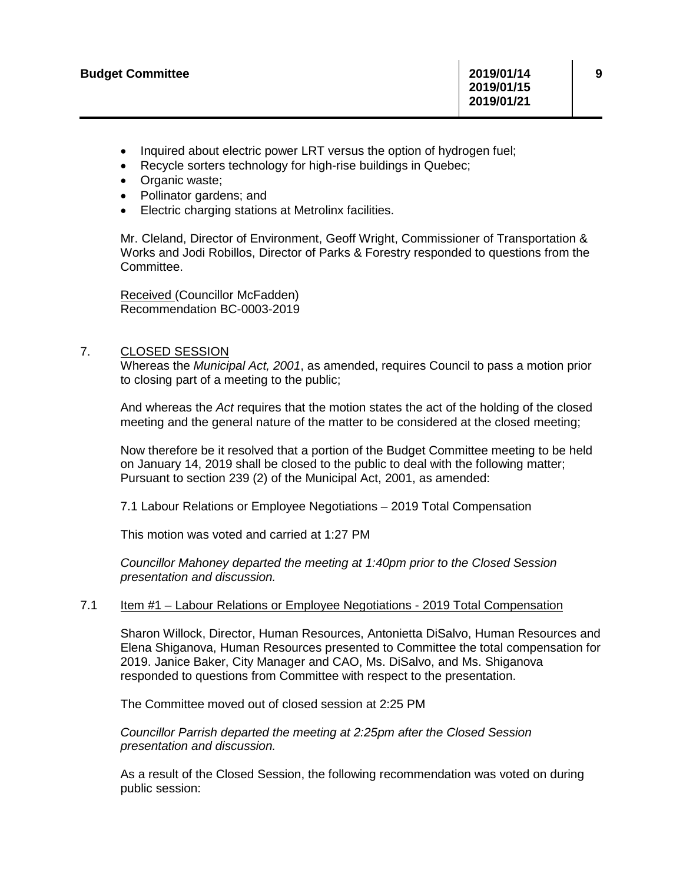- Inquired about electric power LRT versus the option of hydrogen fuel;
- Recycle sorters technology for high-rise buildings in Quebec;
- Organic waste;
- Pollinator gardens; and
- Electric charging stations at Metrolinx facilities.

Mr. Cleland, Director of Environment, Geoff Wright, Commissioner of Transportation & Works and Jodi Robillos, Director of Parks & Forestry responded to questions from the Committee.

Received (Councillor McFadden)
Recommendation BC-0003-2019

7. CLOSED SESSION

Whereas the *Municipal Act, 2001*, as amended, requires Council to pass a motion prior to closing part of a meeting to the public;

And whereas the *Act* requires that the motion states the act of the holding of the closed meeting and the general nature of the matter to be considered at the closed meeting;

Now therefore be it resolved that a portion of the Budget Committee meeting to be held on January 14, 2019 shall be closed to the public to deal with the following matter; Pursuant to section 239 (2) of the Municipal Act, 2001, as amended:

7.1 Labour Relations or Employee Negotiations – 2019 Total Compensation

This motion was voted and carried at 1:27 PM

*Councillor Mahoney departed the meeting at 1:40pm prior to the Closed Session presentation and discussion.*

7.1 Item #1 – Labour Relations or Employee Negotiations - 2019 Total Compensation

Sharon Willock, Director, Human Resources, Antonietta DiSalvo, Human Resources and Elena Shiganova, Human Resources presented to Committee the total compensation for 2019. Janice Baker, City Manager and CAO, Ms. DiSalvo, and Ms. Shiganova responded to questions from Committee with respect to the presentation.

The Committee moved out of closed session at 2:25 PM

*Councillor Parrish departed the meeting at 2:25pm after the Closed Session presentation and discussion.*

As a result of the Closed Session, the following recommendation was voted on during public session: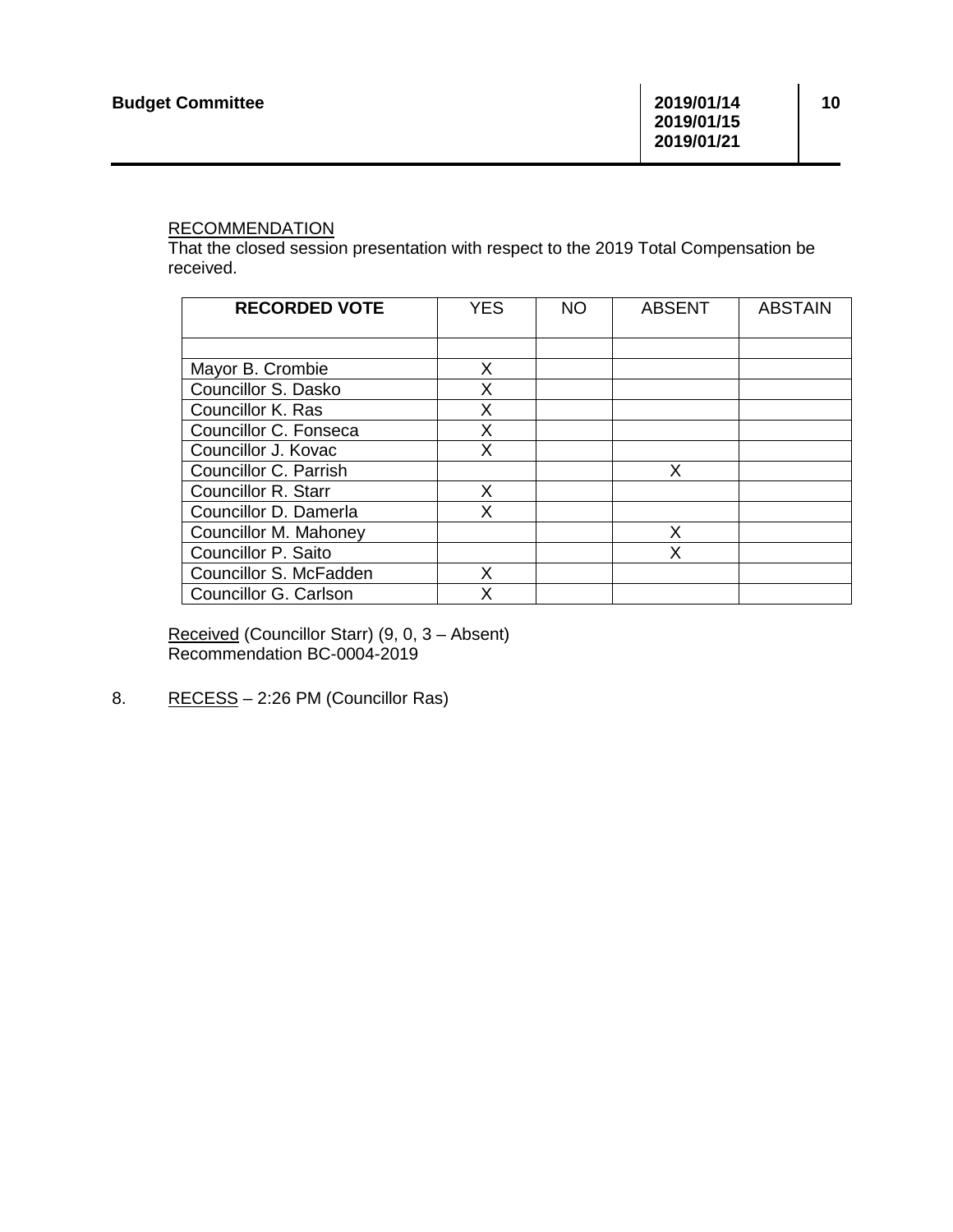RECOMMENDATION
That the closed session presentation with respect to the 2019 Total Compensation be received.

| RECORDED VOTE | YES | NO | ABSENT | ABSTAIN |
|---|---|---|---|---|
| | | | | |
| Mayor B. Crombie | X | | | |
| Councillor S. Dasko | X | | | |
| Councillor K. Ras | X | | | |
| Councillor C. Fonseca | X | | | |
| Councillor J. Kovac | X | | | |
| Councillor C. Parrish | | | X | |
| Councillor R. Starr | X | | | |
| Councillor D. Damerla | X | | | |
| Councillor M. Mahoney | | | X | |
| Councillor P. Saito | | | X | |
| Councillor S. McFadden | X | | | |
| Councillor G. Carlson | X | | | |

Received (Councillor Starr) (9, 0, 3 – Absent)
Recommendation BC-0004-2019

8. RECESS – 2:26 PM (Councillor Ras)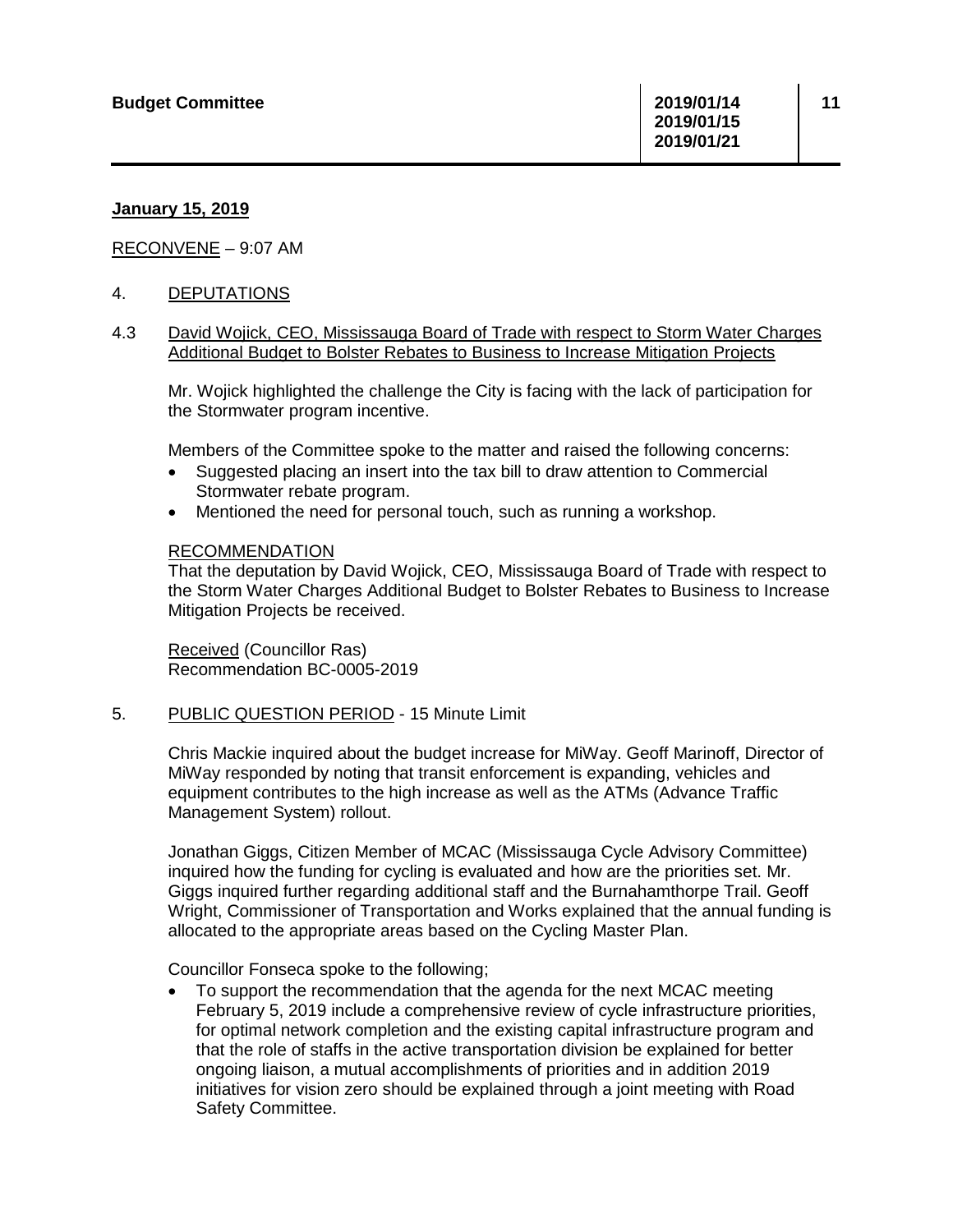**January 15, 2019**

RECONVENE – 9:07 AM

4. DEPUTATIONS

4.3 David Wojick, CEO, Mississauga Board of Trade with respect to Storm Water Charges Additional Budget to Bolster Rebates to Business to Increase Mitigation Projects

Mr. Wojick highlighted the challenge the City is facing with the lack of participation for the Stormwater program incentive.

Members of the Committee spoke to the matter and raised the following concerns:

- Suggested placing an insert into the tax bill to draw attention to Commercial Stormwater rebate program.
- Mentioned the need for personal touch, such as running a workshop.

RECOMMENDATION
That the deputation by David Wojick, CEO, Mississauga Board of Trade with respect to the Storm Water Charges Additional Budget to Bolster Rebates to Business to Increase Mitigation Projects be received.

Received (Councillor Ras)
Recommendation BC-0005-2019

5. PUBLIC QUESTION PERIOD - 15 Minute Limit

Chris Mackie inquired about the budget increase for MiWay. Geoff Marinoff, Director of MiWay responded by noting that transit enforcement is expanding, vehicles and equipment contributes to the high increase as well as the ATMs (Advance Traffic Management System) rollout.

Jonathan Giggs, Citizen Member of MCAC (Mississauga Cycle Advisory Committee) inquired how the funding for cycling is evaluated and how are the priorities set. Mr. Giggs inquired further regarding additional staff and the Burnahamthorpe Trail. Geoff Wright, Commissioner of Transportation and Works explained that the annual funding is allocated to the appropriate areas based on the Cycling Master Plan.

Councillor Fonseca spoke to the following;

- To support the recommendation that the agenda for the next MCAC meeting February 5, 2019 include a comprehensive review of cycle infrastructure priorities, for optimal network completion and the existing capital infrastructure program and that the role of staffs in the active transportation division be explained for better ongoing liaison, a mutual accomplishments of priorities and in addition 2019 initiatives for vision zero should be explained through a joint meeting with Road Safety Committee.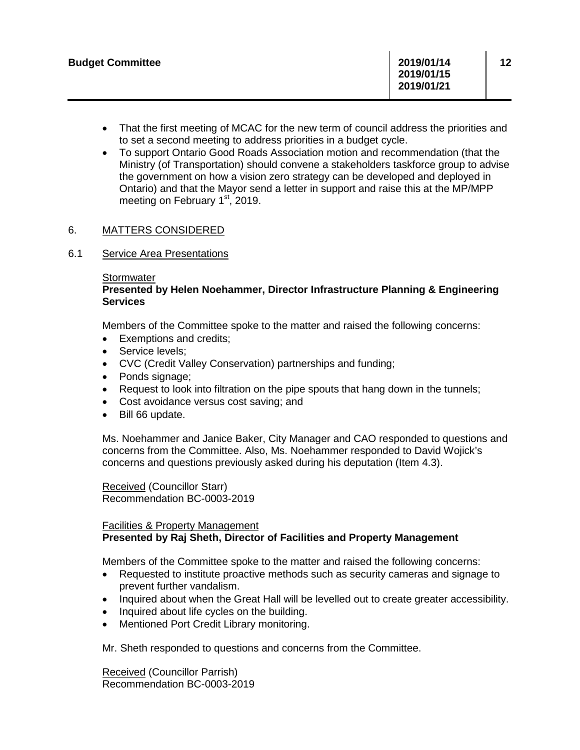- That the first meeting of MCAC for the new term of council address the priorities and to set a second meeting to address priorities in a budget cycle.
- To support Ontario Good Roads Association motion and recommendation (that the Ministry (of Transportation) should convene a stakeholders taskforce group to advise the government on how a vision zero strategy can be developed and deployed in Ontario) and that the Mayor send a letter in support and raise this at the MP/MPP meeting on February 1st, 2019.

## 6. MATTERS CONSIDERED

### 6.1 Service Area Presentations

Stormwater
**Presented by Helen Noehammer, Director Infrastructure Planning & Engineering Services**

Members of the Committee spoke to the matter and raised the following concerns:

- Exemptions and credits;
- Service levels;
- CVC (Credit Valley Conservation) partnerships and funding;
- Ponds signage;
- Request to look into filtration on the pipe spouts that hang down in the tunnels;
- Cost avoidance versus cost saving; and
- Bill 66 update.

Ms. Noehammer and Janice Baker, City Manager and CAO responded to questions and concerns from the Committee. Also, Ms. Noehammer responded to David Wojick's concerns and questions previously asked during his deputation (Item 4.3).

Received (Councillor Starr)
Recommendation BC-0003-2019

Facilities & Property Management
**Presented by Raj Sheth, Director of Facilities and Property Management**

Members of the Committee spoke to the matter and raised the following concerns:

- Requested to institute proactive methods such as security cameras and signage to prevent further vandalism.
- Inquired about when the Great Hall will be levelled out to create greater accessibility.
- Inquired about life cycles on the building.
- Mentioned Port Credit Library monitoring.

Mr. Sheth responded to questions and concerns from the Committee.

Received (Councillor Parrish)
Recommendation BC-0003-2019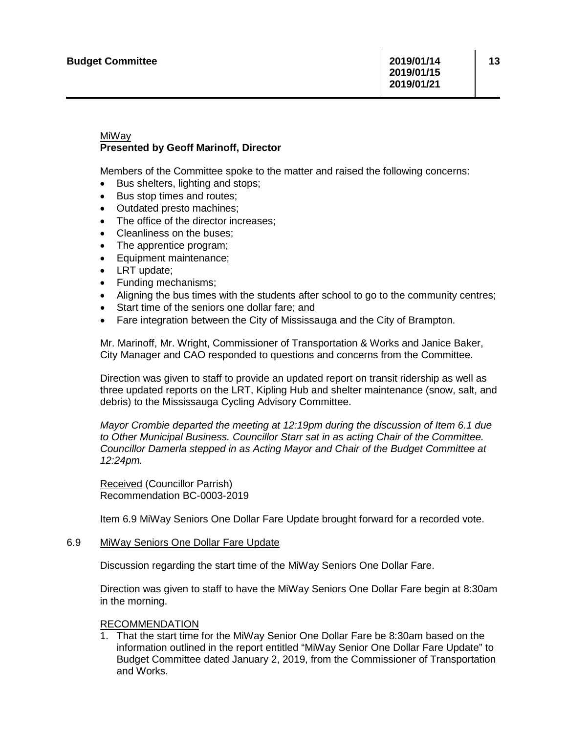MiWay
**Presented by Geoff Marinoff, Director**

Members of the Committee spoke to the matter and raised the following concerns:

- Bus shelters, lighting and stops;
- Bus stop times and routes;
- Outdated presto machines;
- The office of the director increases;
- Cleanliness on the buses;
- The apprentice program;
- Equipment maintenance;
- LRT update;
- Funding mechanisms;
- Aligning the bus times with the students after school to go to the community centres;
- Start time of the seniors one dollar fare; and
- Fare integration between the City of Mississauga and the City of Brampton.

Mr. Marinoff, Mr. Wright, Commissioner of Transportation & Works and Janice Baker, City Manager and CAO responded to questions and concerns from the Committee.

Direction was given to staff to provide an updated report on transit ridership as well as three updated reports on the LRT, Kipling Hub and shelter maintenance (snow, salt, and debris) to the Mississauga Cycling Advisory Committee.

*Mayor Crombie departed the meeting at 12:19pm during the discussion of Item 6.1 due to Other Municipal Business. Councillor Starr sat in as acting Chair of the Committee. Councillor Damerla stepped in as Acting Mayor and Chair of the Budget Committee at 12:24pm.*

Received (Councillor Parrish)
Recommendation BC-0003-2019

Item 6.9 MiWay Seniors One Dollar Fare Update brought forward for a recorded vote.

6.9 MiWay Seniors One Dollar Fare Update

Discussion regarding the start time of the MiWay Seniors One Dollar Fare.

Direction was given to staff to have the MiWay Seniors One Dollar Fare begin at 8:30am in the morning.

RECOMMENDATION

1. That the start time for the MiWay Senior One Dollar Fare be 8:30am based on the information outlined in the report entitled "MiWay Senior One Dollar Fare Update" to Budget Committee dated January 2, 2019, from the Commissioner of Transportation and Works.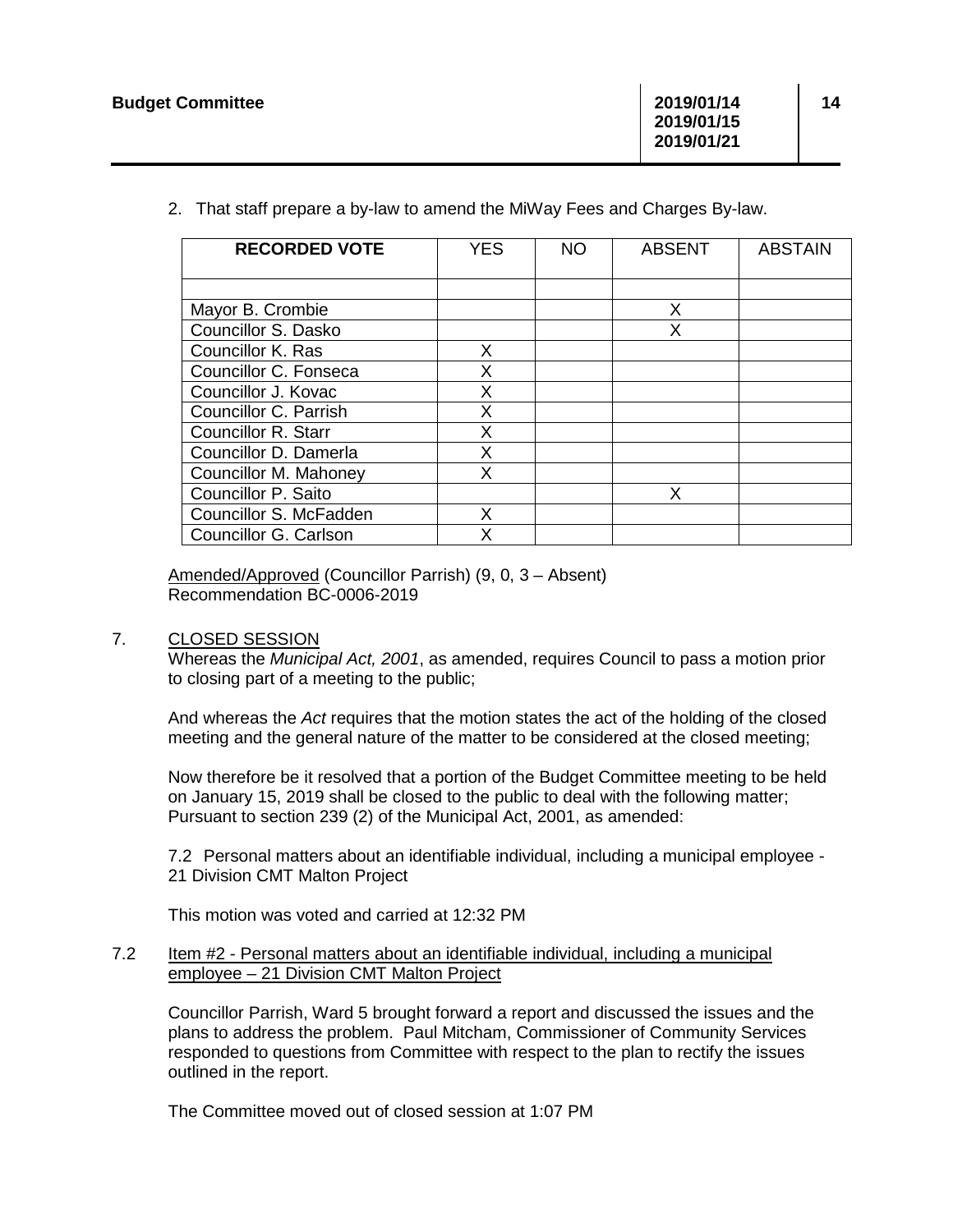2. That staff prepare a by-law to amend the MiWay Fees and Charges By-law.

| RECORDED VOTE | YES | NO | ABSENT | ABSTAIN |
|---|---|---|---|---|
| | | | | |
| Mayor B. Crombie | | | X | |
| Councillor S. Dasko | | | X | |
| Councillor K. Ras | X | | | |
| Councillor C. Fonseca | X | | | |
| Councillor J. Kovac | X | | | |
| Councillor C. Parrish | X | | | |
| Councillor R. Starr | X | | | |
| Councillor D. Damerla | X | | | |
| Councillor M. Mahoney | X | | | |
| Councillor P. Saito | | | X | |
| Councillor S. McFadden | X | | | |
| Councillor G. Carlson | X | | | |

Amended/Approved (Councillor Parrish) (9, 0, 3 – Absent)
Recommendation BC-0006-2019

7. CLOSED SESSION

Whereas the *Municipal Act, 2001*, as amended, requires Council to pass a motion prior to closing part of a meeting to the public;

And whereas the *Act* requires that the motion states the act of the holding of the closed meeting and the general nature of the matter to be considered at the closed meeting;

Now therefore be it resolved that a portion of the Budget Committee meeting to be held on January 15, 2019 shall be closed to the public to deal with the following matter; Pursuant to section 239 (2) of the Municipal Act, 2001, as amended:

7.2 Personal matters about an identifiable individual, including a municipal employee - 21 Division CMT Malton Project

This motion was voted and carried at 12:32 PM

7.2 Item #2 - Personal matters about an identifiable individual, including a municipal employee – 21 Division CMT Malton Project

Councillor Parrish, Ward 5 brought forward a report and discussed the issues and the plans to address the problem. Paul Mitcham, Commissioner of Community Services responded to questions from Committee with respect to the plan to rectify the issues outlined in the report.

The Committee moved out of closed session at 1:07 PM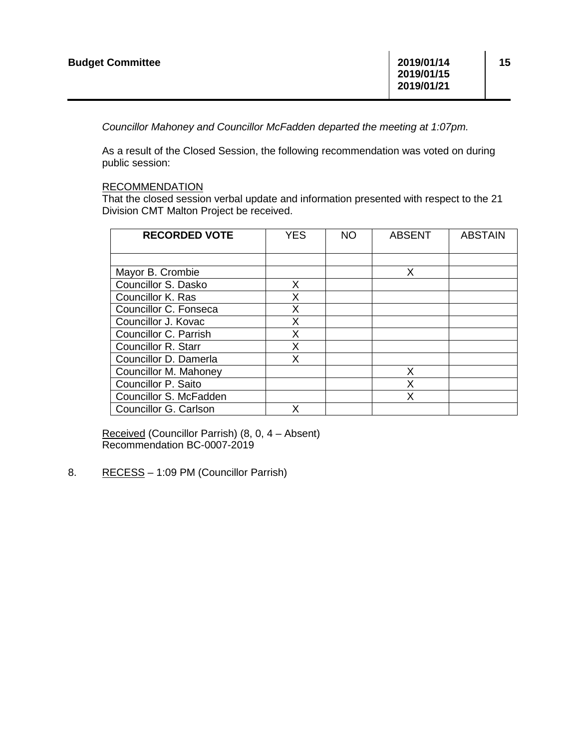*Councillor Mahoney and Councillor McFadden departed the meeting at 1:07pm.*

As a result of the Closed Session, the following recommendation was voted on during public session:

RECOMMENDATION
That the closed session verbal update and information presented with respect to the 21 Division CMT Malton Project be received.

| **RECORDED VOTE** | YES | NO | ABSENT | ABSTAIN |
|---|---|---|---|---|
| | | | | |
| Mayor B. Crombie | | | X | |
| Councillor S. Dasko | X | | | |
| Councillor K. Ras | X | | | |
| Councillor C. Fonseca | X | | | |
| Councillor J. Kovac | X | | | |
| Councillor C. Parrish | X | | | |
| Councillor R. Starr | X | | | |
| Councillor D. Damerla | X | | | |
| Councillor M. Mahoney | | | X | |
| Councillor P. Saito | | | X | |
| Councillor S. McFadden | | | X | |
| Councillor G. Carlson | X | | | |

Received (Councillor Parrish) (8, 0, 4 – Absent)
Recommendation BC-0007-2019

8. RECESS – 1:09 PM (Councillor Parrish)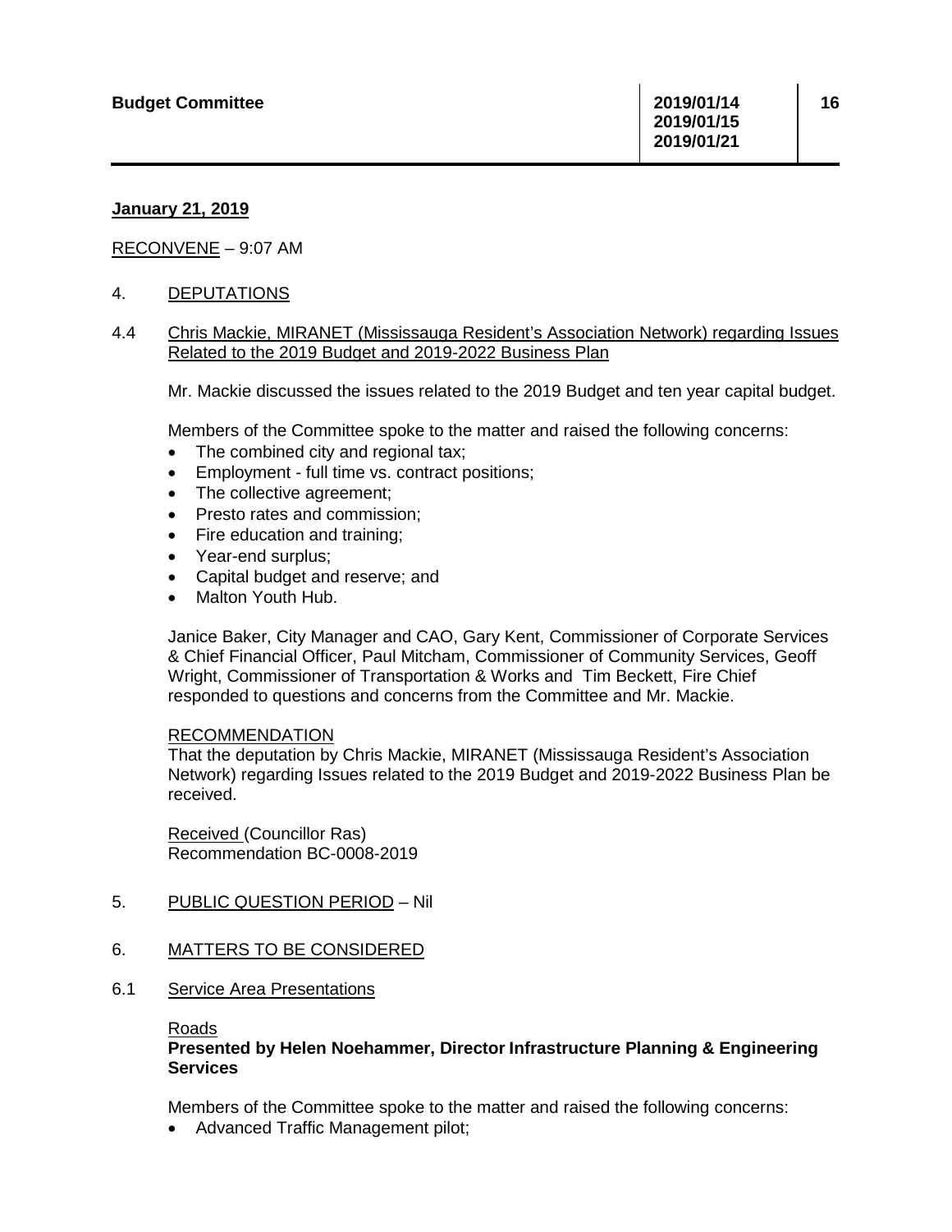**January 21, 2019**

RECONVENE – 9:07 AM

4. DEPUTATIONS

4.4 Chris Mackie, MIRANET (Mississauga Resident's Association Network) regarding Issues Related to the 2019 Budget and 2019-2022 Business Plan

Mr. Mackie discussed the issues related to the 2019 Budget and ten year capital budget.

Members of the Committee spoke to the matter and raised the following concerns:

- The combined city and regional tax;
- Employment - full time vs. contract positions;
- The collective agreement;
- Presto rates and commission;
- Fire education and training;
- Year-end surplus;
- Capital budget and reserve; and
- Malton Youth Hub.

Janice Baker, City Manager and CAO, Gary Kent, Commissioner of Corporate Services & Chief Financial Officer, Paul Mitcham, Commissioner of Community Services, Geoff Wright, Commissioner of Transportation & Works and Tim Beckett, Fire Chief responded to questions and concerns from the Committee and Mr. Mackie.

RECOMMENDATION
That the deputation by Chris Mackie, MIRANET (Mississauga Resident's Association Network) regarding Issues related to the 2019 Budget and 2019-2022 Business Plan be received.

Received (Councillor Ras)
Recommendation BC-0008-2019

5. PUBLIC QUESTION PERIOD – Nil

6. MATTERS TO BE CONSIDERED

6.1 Service Area Presentations

Roads
**Presented by Helen Noehammer, Director Infrastructure Planning & Engineering Services**

Members of the Committee spoke to the matter and raised the following concerns:

- Advanced Traffic Management pilot;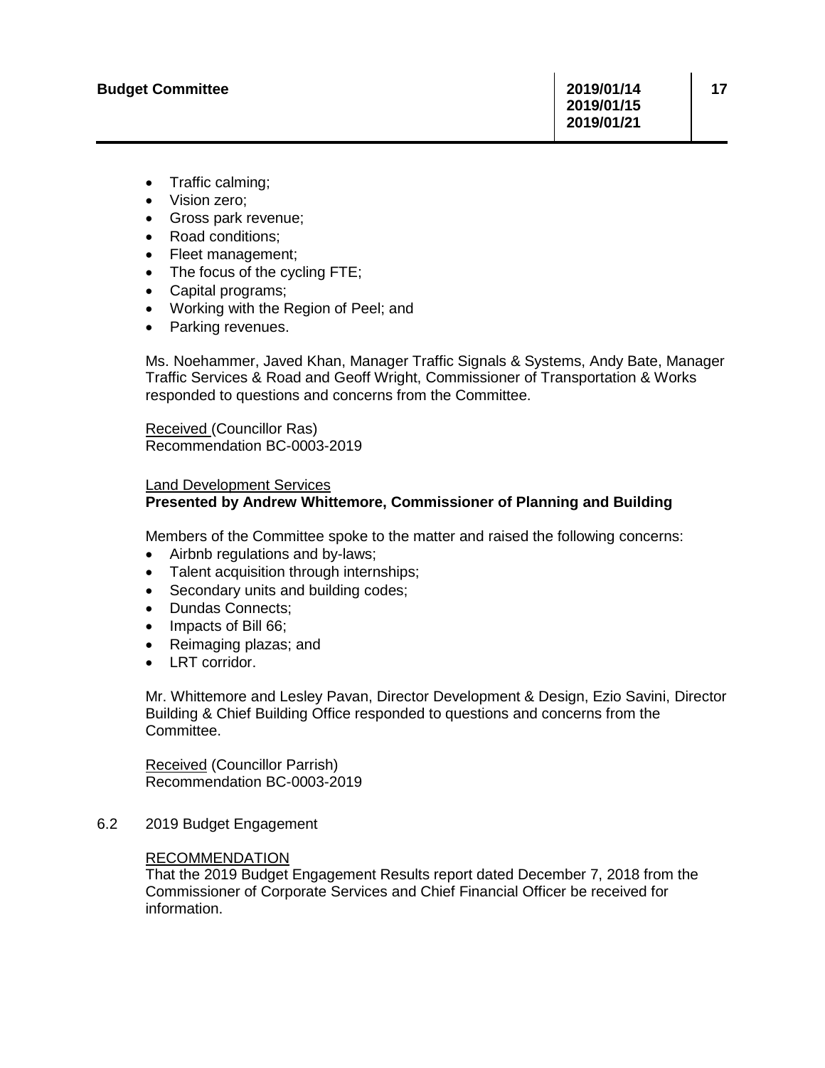- Traffic calming;
- Vision zero;
- Gross park revenue;
- Road conditions;
- Fleet management;
- The focus of the cycling FTE;
- Capital programs;
- Working with the Region of Peel; and
- Parking revenues.

Ms. Noehammer, Javed Khan, Manager Traffic Signals & Systems, Andy Bate, Manager Traffic Services & Road and Geoff Wright, Commissioner of Transportation & Works responded to questions and concerns from the Committee.

Received (Councillor Ras)
Recommendation BC-0003-2019

Land Development Services
**Presented by Andrew Whittemore, Commissioner of Planning and Building**

Members of the Committee spoke to the matter and raised the following concerns:

- Airbnb regulations and by-laws;
- Talent acquisition through internships;
- Secondary units and building codes;
- Dundas Connects;
- Impacts of Bill 66;
- Reimaging plazas; and
- LRT corridor.

Mr. Whittemore and Lesley Pavan, Director Development & Design, Ezio Savini, Director Building & Chief Building Office responded to questions and concerns from the Committee.

Received (Councillor Parrish)
Recommendation BC-0003-2019

6.2 2019 Budget Engagement

RECOMMENDATION
That the 2019 Budget Engagement Results report dated December 7, 2018 from the Commissioner of Corporate Services and Chief Financial Officer be received for information.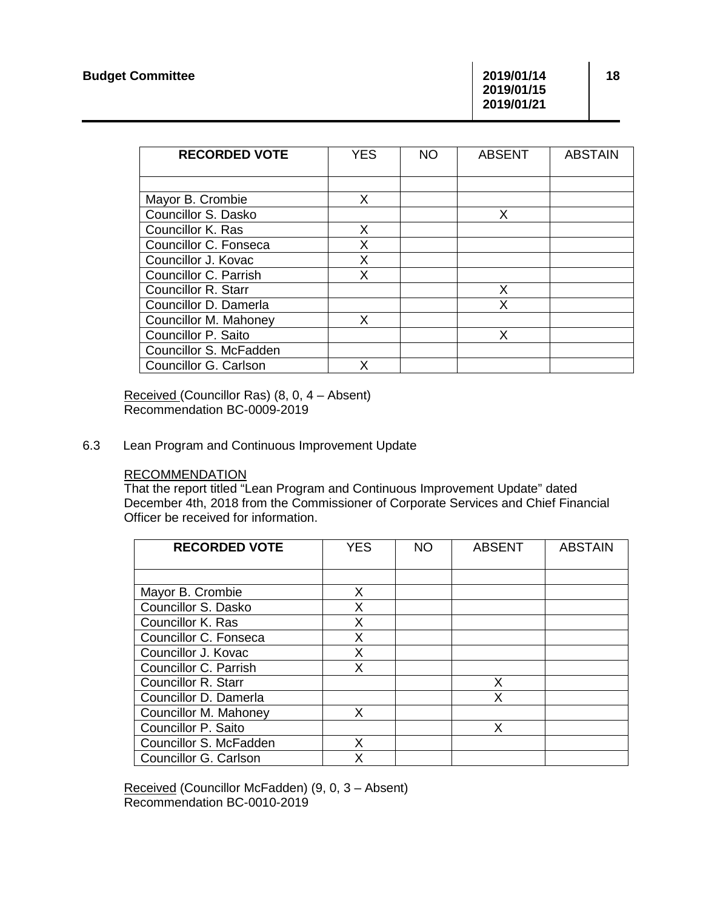| RECORDED VOTE | YES | NO | ABSENT | ABSTAIN |
|---|---|---|---|---|
| | | | | |
| Mayor B. Crombie | X | | | |
| Councillor S. Dasko | | | X | |
| Councillor K. Ras | X | | | |
| Councillor C. Fonseca | X | | | |
| Councillor J. Kovac | X | | | |
| Councillor C. Parrish | X | | | |
| Councillor R. Starr | | | X | |
| Councillor D. Damerla | | | X | |
| Councillor M. Mahoney | X | | | |
| Councillor P. Saito | | | X | |
| Councillor S. McFadden | | | | |
| Councillor G. Carlson | X | | | |

Received (Councillor Ras) (8, 0, 4 – Absent)
Recommendation BC-0009-2019

6.3 Lean Program and Continuous Improvement Update

RECOMMENDATION
That the report titled "Lean Program and Continuous Improvement Update" dated December 4th, 2018 from the Commissioner of Corporate Services and Chief Financial Officer be received for information.

| RECORDED VOTE | YES | NO | ABSENT | ABSTAIN |
|---|---|---|---|---|
| | | | | |
| Mayor B. Crombie | X | | | |
| Councillor S. Dasko | X | | | |
| Councillor K. Ras | X | | | |
| Councillor C. Fonseca | X | | | |
| Councillor J. Kovac | X | | | |
| Councillor C. Parrish | X | | | |
| Councillor R. Starr | | | X | |
| Councillor D. Damerla | | | X | |
| Councillor M. Mahoney | X | | | |
| Councillor P. Saito | | | X | |
| Councillor S. McFadden | X | | | |
| Councillor G. Carlson | X | | | |

Received (Councillor McFadden) (9, 0, 3 – Absent)
Recommendation BC-0010-2019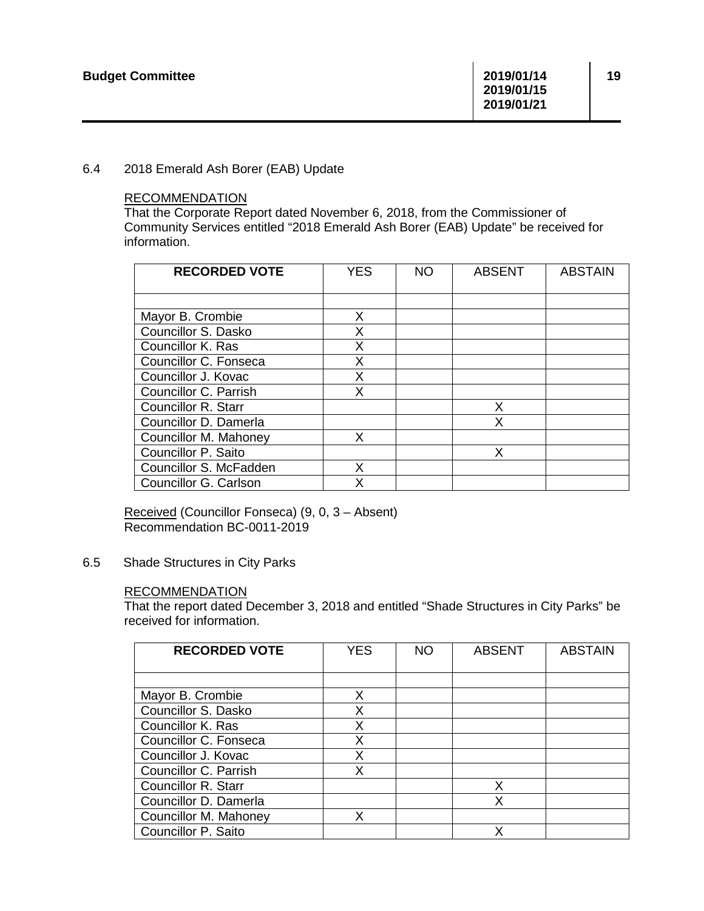6.4 2018 Emerald Ash Borer (EAB) Update

RECOMMENDATION
That the Corporate Report dated November 6, 2018, from the Commissioner of Community Services entitled "2018 Emerald Ash Borer (EAB) Update" be received for information.

| RECORDED VOTE | YES | NO | ABSENT | ABSTAIN |
|---|---|---|---|---|
| | | | | |
| Mayor B. Crombie | X | | | |
| Councillor S. Dasko | X | | | |
| Councillor K. Ras | X | | | |
| Councillor C. Fonseca | X | | | |
| Councillor J. Kovac | X | | | |
| Councillor C. Parrish | X | | | |
| Councillor R. Starr | | | X | |
| Councillor D. Damerla | | | X | |
| Councillor M. Mahoney | X | | | |
| Councillor P. Saito | | | X | |
| Councillor S. McFadden | X | | | |
| Councillor G. Carlson | X | | | |

Received (Councillor Fonseca) (9, 0, 3 – Absent)
Recommendation BC-0011-2019

6.5 Shade Structures in City Parks

RECOMMENDATION
That the report dated December 3, 2018 and entitled "Shade Structures in City Parks" be received for information.

| RECORDED VOTE | YES | NO | ABSENT | ABSTAIN |
|---|---|---|---|---|
| | | | | |
| Mayor B. Crombie | X | | | |
| Councillor S. Dasko | X | | | |
| Councillor K. Ras | X | | | |
| Councillor C. Fonseca | X | | | |
| Councillor J. Kovac | X | | | |
| Councillor C. Parrish | X | | | |
| Councillor R. Starr | | | X | |
| Councillor D. Damerla | | | X | |
| Councillor M. Mahoney | X | | | |
| Councillor P. Saito | | | X | |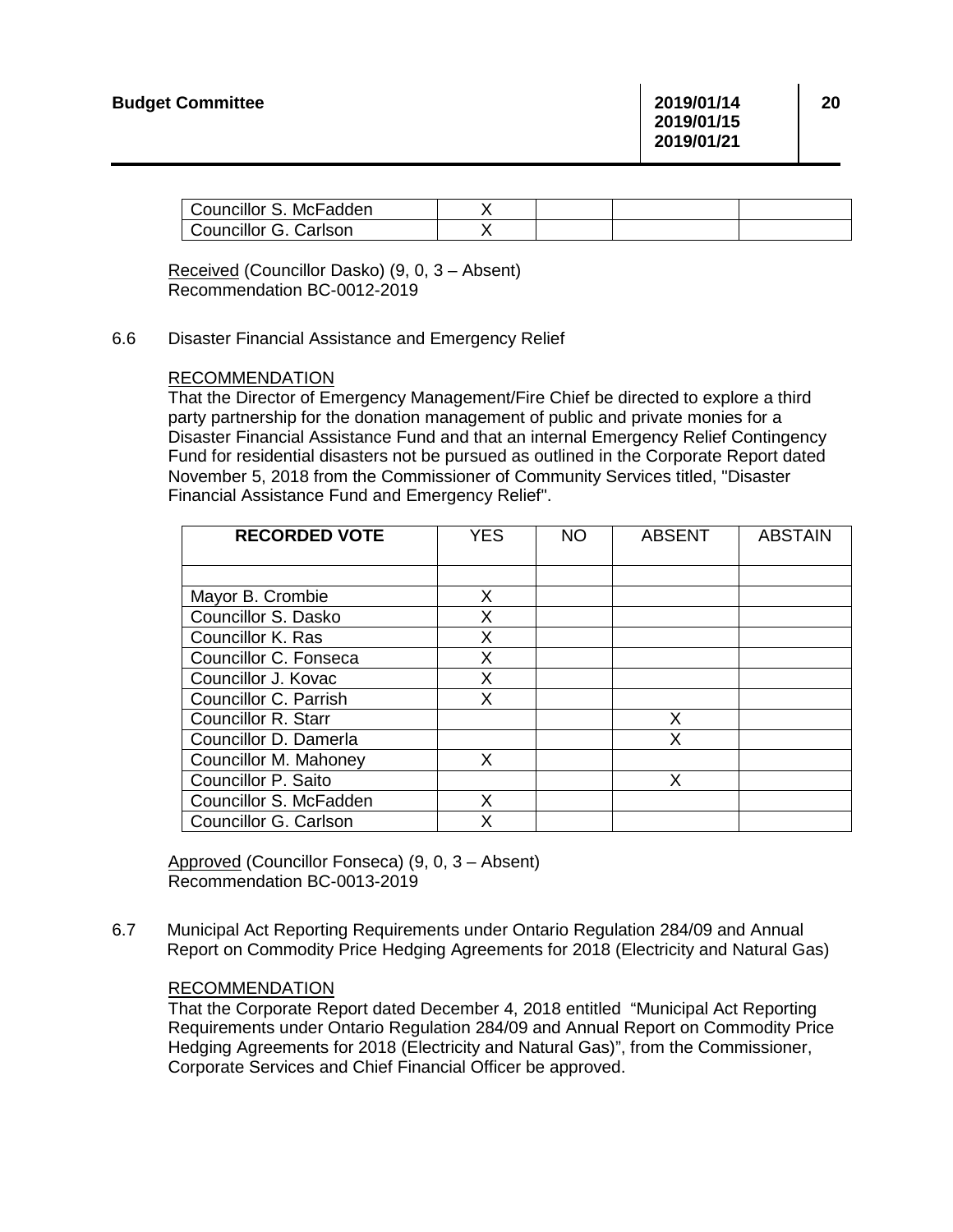| | | | | |
|---|---|---|---|---|
| Councillor S. McFadden | X | | | |
| Councillor G. Carlson | X | | | |

Received (Councillor Dasko) (9, 0, 3 – Absent)
Recommendation BC-0012-2019

6.6 Disaster Financial Assistance and Emergency Relief

RECOMMENDATION
That the Director of Emergency Management/Fire Chief be directed to explore a third party partnership for the donation management of public and private monies for a Disaster Financial Assistance Fund and that an internal Emergency Relief Contingency Fund for residential disasters not be pursued as outlined in the Corporate Report dated November 5, 2018 from the Commissioner of Community Services titled, "Disaster Financial Assistance Fund and Emergency Relief".

| RECORDED VOTE | YES | NO | ABSENT | ABSTAIN |
|---|---|---|---|---|
| | | | | |
| Mayor B. Crombie | X | | | |
| Councillor S. Dasko | X | | | |
| Councillor K. Ras | X | | | |
| Councillor C. Fonseca | X | | | |
| Councillor J. Kovac | X | | | |
| Councillor C. Parrish | X | | | |
| Councillor R. Starr | | | X | |
| Councillor D. Damerla | | | X | |
| Councillor M. Mahoney | X | | | |
| Councillor P. Saito | | | X | |
| Councillor S. McFadden | X | | | |
| Councillor G. Carlson | X | | | |

Approved (Councillor Fonseca) (9, 0, 3 – Absent)
Recommendation BC-0013-2019

6.7 Municipal Act Reporting Requirements under Ontario Regulation 284/09 and Annual Report on Commodity Price Hedging Agreements for 2018 (Electricity and Natural Gas)

RECOMMENDATION
That the Corporate Report dated December 4, 2018 entitled "Municipal Act Reporting Requirements under Ontario Regulation 284/09 and Annual Report on Commodity Price Hedging Agreements for 2018 (Electricity and Natural Gas)", from the Commissioner, Corporate Services and Chief Financial Officer be approved.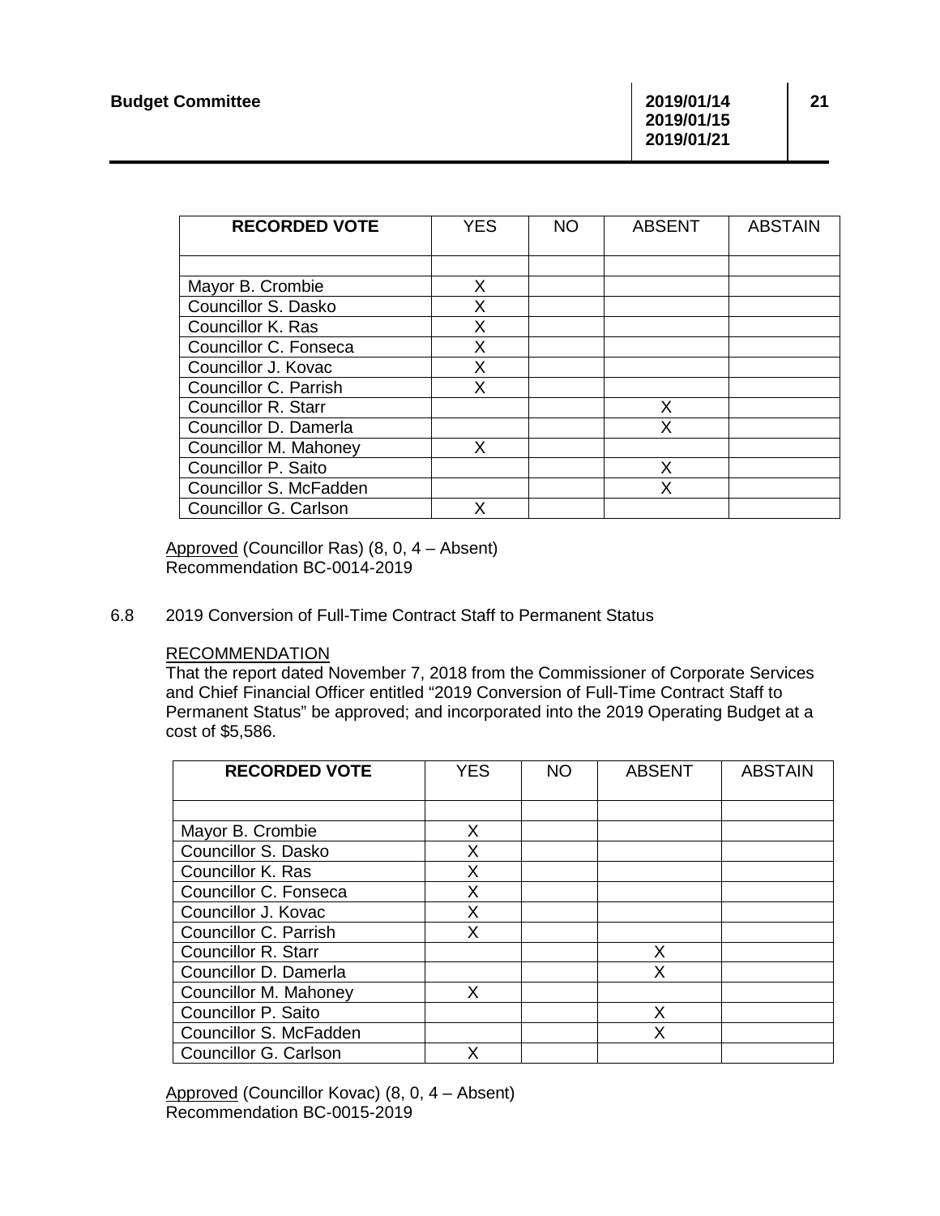| RECORDED VOTE | YES | NO | ABSENT | ABSTAIN |
|---|---|---|---|---|
| | | | | |
| Mayor B. Crombie | X | | | |
| Councillor S. Dasko | X | | | |
| Councillor K. Ras | X | | | |
| Councillor C. Fonseca | X | | | |
| Councillor J. Kovac | X | | | |
| Councillor C. Parrish | X | | | |
| Councillor R. Starr | | | X | |
| Councillor D. Damerla | | | X | |
| Councillor M. Mahoney | X | | | |
| Councillor P. Saito | | | X | |
| Councillor S. McFadden | | | X | |
| Councillor G. Carlson | X | | | |

Approved (Councillor Ras) (8, 0, 4 – Absent)
Recommendation BC-0014-2019

6.8 2019 Conversion of Full-Time Contract Staff to Permanent Status

RECOMMENDATION
That the report dated November 7, 2018 from the Commissioner of Corporate Services and Chief Financial Officer entitled "2019 Conversion of Full-Time Contract Staff to Permanent Status" be approved; and incorporated into the 2019 Operating Budget at a cost of $5,586.

| RECORDED VOTE | YES | NO | ABSENT | ABSTAIN |
|---|---|---|---|---|
| | | | | |
| Mayor B. Crombie | X | | | |
| Councillor S. Dasko | X | | | |
| Councillor K. Ras | X | | | |
| Councillor C. Fonseca | X | | | |
| Councillor J. Kovac | X | | | |
| Councillor C. Parrish | X | | | |
| Councillor R. Starr | | | X | |
| Councillor D. Damerla | | | X | |
| Councillor M. Mahoney | X | | | |
| Councillor P. Saito | | | X | |
| Councillor S. McFadden | | | X | |
| Councillor G. Carlson | X | | | |

Approved (Councillor Kovac) (8, 0, 4 – Absent)
Recommendation BC-0015-2019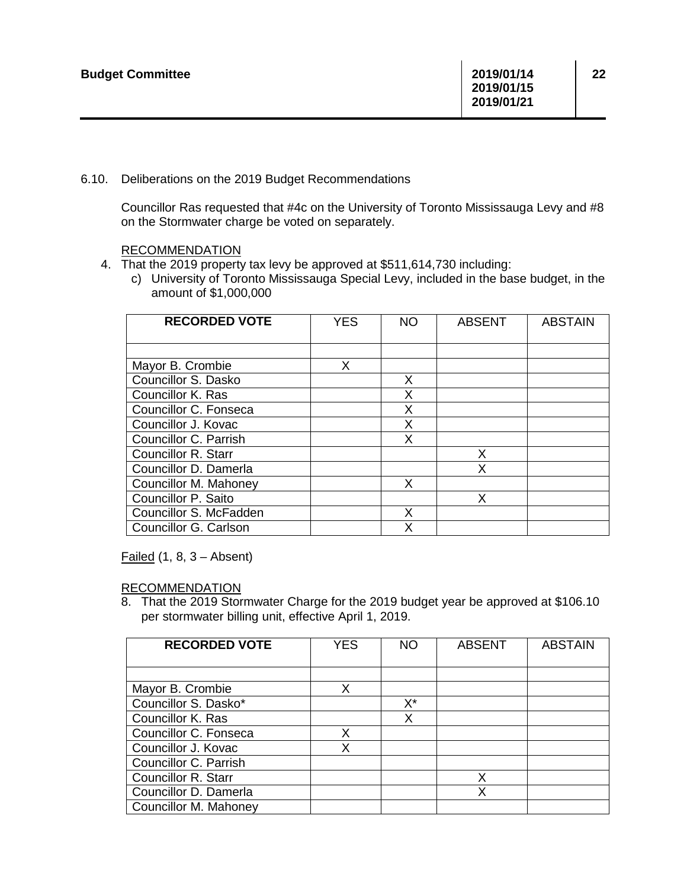6.10. Deliberations on the 2019 Budget Recommendations

Councillor Ras requested that #4c on the University of Toronto Mississauga Levy and #8 on the Stormwater charge be voted on separately.

RECOMMENDATION

4. That the 2019 property tax levy be approved at $511,614,730 including:
   c) University of Toronto Mississauga Special Levy, included in the base budget, in the amount of $1,000,000

| RECORDED VOTE | YES | NO | ABSENT | ABSTAIN |
|---|---|---|---|---|
| | | | | |
| Mayor B. Crombie | X | | | |
| Councillor S. Dasko | | X | | |
| Councillor K. Ras | | X | | |
| Councillor C. Fonseca | | X | | |
| Councillor J. Kovac | | X | | |
| Councillor C. Parrish | | X | | |
| Councillor R. Starr | | | X | |
| Councillor D. Damerla | | | X | |
| Councillor M. Mahoney | | X | | |
| Councillor P. Saito | | | X | |
| Councillor S. McFadden | | X | | |
| Councillor G. Carlson | | X | | |

Failed (1, 8, 3 – Absent)

RECOMMENDATION

8. That the 2019 Stormwater Charge for the 2019 budget year be approved at $106.10 per stormwater billing unit, effective April 1, 2019.

| RECORDED VOTE | YES | NO | ABSENT | ABSTAIN |
|---|---|---|---|---|
| | | | | |
| Mayor B. Crombie | X | | | |
| Councillor S. Dasko* | | X* | | |
| Councillor K. Ras | | X | | |
| Councillor C. Fonseca | X | | | |
| Councillor J. Kovac | X | | | |
| Councillor C. Parrish | | | | |
| Councillor R. Starr | | | X | |
| Councillor D. Damerla | | | X | |
| Councillor M. Mahoney | | | | |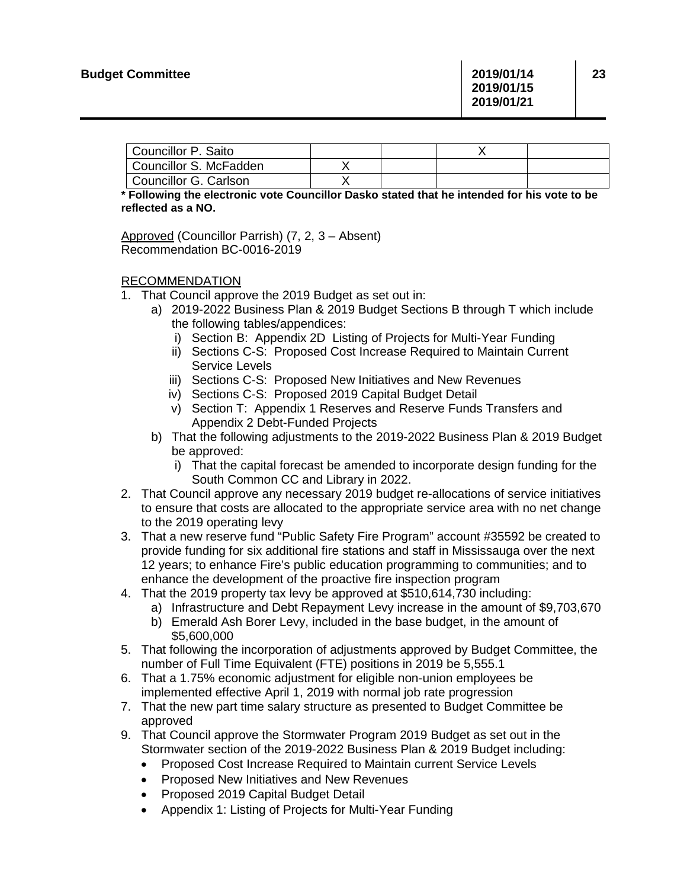| Councillor P. Saito | | | X | |
| --- | --- | --- | --- | --- |
| Councillor S. McFadden | X | | | |
| Councillor G. Carlson | X | | | |

**\* Following the electronic vote Councillor Dasko stated that he intended for his vote to be reflected as a NO.**

Approved (Councillor Parrish) (7, 2, 3 – Absent)
Recommendation BC-0016-2019

RECOMMENDATION

1. That Council approve the 2019 Budget as set out in:
   a) 2019-2022 Business Plan & 2019 Budget Sections B through T which include the following tables/appendices:
      i) Section B: Appendix 2D Listing of Projects for Multi-Year Funding
      ii) Sections C-S: Proposed Cost Increase Required to Maintain Current Service Levels
      iii) Sections C-S: Proposed New Initiatives and New Revenues
      iv) Sections C-S: Proposed 2019 Capital Budget Detail
      v) Section T: Appendix 1 Reserves and Reserve Funds Transfers and Appendix 2 Debt-Funded Projects
   b) That the following adjustments to the 2019-2022 Business Plan & 2019 Budget be approved:
      i) That the capital forecast be amended to incorporate design funding for the South Common CC and Library in 2022.
2. That Council approve any necessary 2019 budget re-allocations of service initiatives to ensure that costs are allocated to the appropriate service area with no net change to the 2019 operating levy
3. That a new reserve fund "Public Safety Fire Program" account #35592 be created to provide funding for six additional fire stations and staff in Mississauga over the next 12 years; to enhance Fire's public education programming to communities; and to enhance the development of the proactive fire inspection program
4. That the 2019 property tax levy be approved at $510,614,730 including:
   a) Infrastructure and Debt Repayment Levy increase in the amount of $9,703,670
   b) Emerald Ash Borer Levy, included in the base budget, in the amount of $5,600,000
5. That following the incorporation of adjustments approved by Budget Committee, the number of Full Time Equivalent (FTE) positions in 2019 be 5,555.1
6. That a 1.75% economic adjustment for eligible non-union employees be implemented effective April 1, 2019 with normal job rate progression
7. That the new part time salary structure as presented to Budget Committee be approved
9. That Council approve the Stormwater Program 2019 Budget as set out in the Stormwater section of the 2019-2022 Business Plan & 2019 Budget including:
   - Proposed Cost Increase Required to Maintain current Service Levels
   - Proposed New Initiatives and New Revenues
   - Proposed 2019 Capital Budget Detail
   - Appendix 1: Listing of Projects for Multi-Year Funding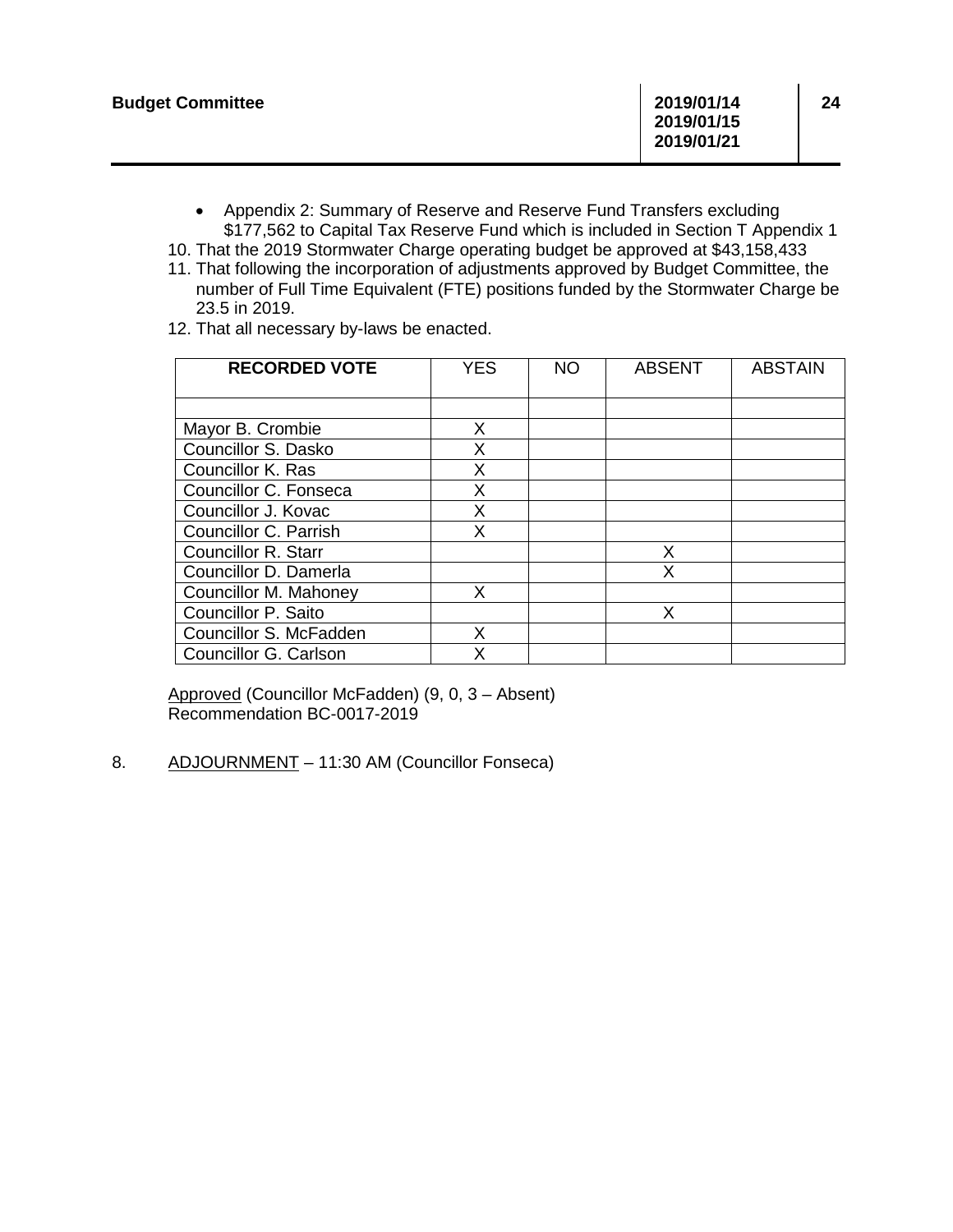- Appendix 2: Summary of Reserve and Reserve Fund Transfers excluding $177,562 to Capital Tax Reserve Fund which is included in Section T Appendix 1

10. That the 2019 Stormwater Charge operating budget be approved at $43,158,433
11. That following the incorporation of adjustments approved by Budget Committee, the number of Full Time Equivalent (FTE) positions funded by the Stormwater Charge be 23.5 in 2019.
12. That all necessary by-laws be enacted.

| RECORDED VOTE | YES | NO | ABSENT | ABSTAIN |
|---|---|---|---|---|
| | | | | |
| Mayor B. Crombie | X | | | |
| Councillor S. Dasko | X | | | |
| Councillor K. Ras | X | | | |
| Councillor C. Fonseca | X | | | |
| Councillor J. Kovac | X | | | |
| Councillor C. Parrish | X | | | |
| Councillor R. Starr | | | X | |
| Councillor D. Damerla | | | X | |
| Councillor M. Mahoney | X | | | |
| Councillor P. Saito | | | X | |
| Councillor S. McFadden | X | | | |
| Councillor G. Carlson | X | | | |

Approved (Councillor McFadden) (9, 0, 3 – Absent)
Recommendation BC-0017-2019

8. ADJOURNMENT – 11:30 AM (Councillor Fonseca)